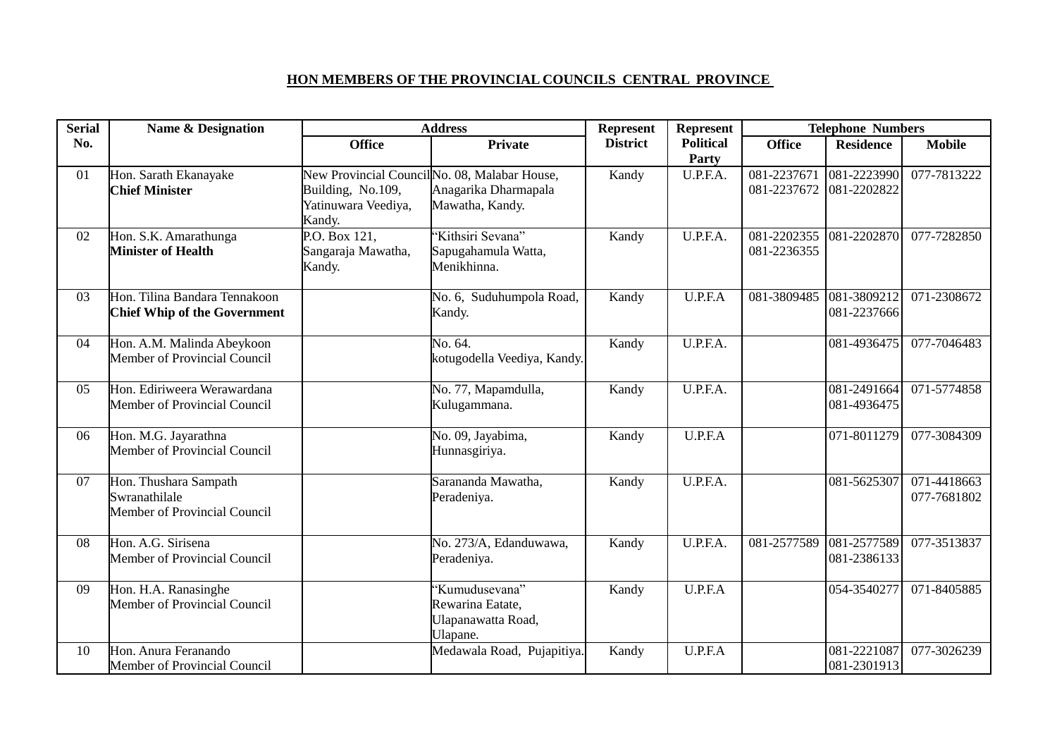**HON MEMBERS OF THE PROVINCIAL COUNCILS CENTRAL PROVINCE**

| Serial No. | Name & Designation | Address | | Represent District | Represent Political Party | Telephone Numbers | | |
|---|---|---|---|---|---|---|---|---|
| | | Office | Private | | | Office | Residence | Mobile |
| 01 | Hon. Sarath Ekanayake<br>**Chief Minister** | New Provincial Council Building, No.109, Yatinuwara Veediya, Kandy. | No. 08, Malabar House, Anagarika Dharmapala Mawatha, Kandy. | Kandy | U.P.F.A. | 081-2237671<br>081-2237672 | 081-2223990<br>081-2202822 | 077-7813222 |
| 02 | Hon. S.K. Amarathunga<br>**Minister of Health** | P.O. Box 121, Sangaraja Mawatha, Kandy. | "Kithsiri Sevana" Sapugahamula Watta, Menikhinna. | Kandy | U.P.F.A. | 081-2202355<br>081-2236355 | 081-2202870 | 077-7282850 |
| 03 | Hon. Tilina Bandara Tennakoon<br>**Chief Whip of the Government** | | No. 6, Suduhumpola Road, Kandy. | Kandy | U.P.F.A | 081-3809485 | 081-3809212<br>081-2237666 | 071-2308672 |
| 04 | Hon. A.M. Malinda Abeykoon<br>Member of Provincial Council | | No. 64. kotugodella Veediya, Kandy. | Kandy | U.P.F.A. | | 081-4936475 | 077-7046483 |
| 05 | Hon. Ediriweera Werawardana<br>Member of Provincial Council | | No. 77, Mapamdulla, Kulugammana. | Kandy | U.P.F.A. | | 081-2491664<br>081-4936475 | 071-5774858 |
| 06 | Hon. M.G. Jayarathna<br>Member of Provincial Council | | No. 09, Jayabima, Hunnasgiriya. | Kandy | U.P.F.A | | 071-8011279 | 077-3084309 |
| 07 | Hon. Thushara Sampath Swranathilale<br>Member of Provincial Council | | Sarananda Mawatha, Peradeniya. | Kandy | U.P.F.A. | | 081-5625307 | 071-4418663<br>077-7681802 |
| 08 | Hon. A.G. Sirisena<br>Member of Provincial Council | | No. 273/A, Edanduwawa, Peradeniya. | Kandy | U.P.F.A. | 081-2577589 | 081-2577589<br>081-2386133 | 077-3513837 |
| 09 | Hon. H.A. Ranasinghe<br>Member of Provincial Council | | "Kumudusevana" Rewarina Eatate, Ulapanawatta Road, Ulapane. | Kandy | U.P.F.A | | 054-3540277 | 071-8405885 |
| 10 | Hon. Anura Feranando<br>Member of Provincial Council | | Medawala Road, Pujapitiya. | Kandy | U.P.F.A | | 081-2221087<br>081-2301913 | 077-3026239 |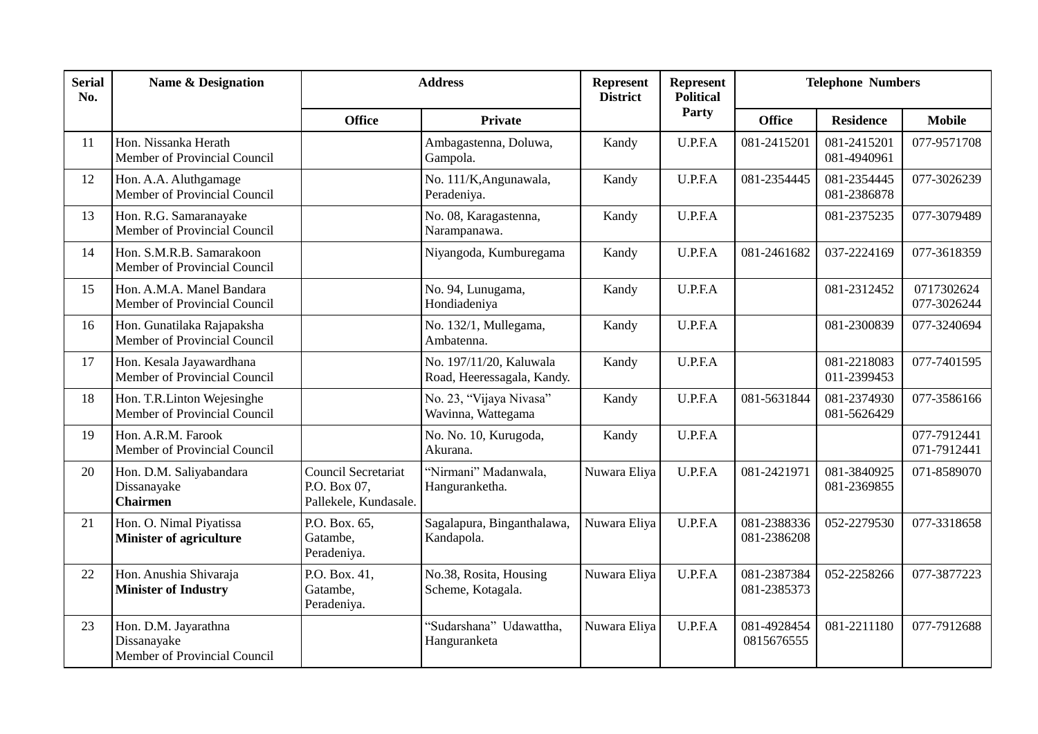| Serial No. | Name & Designation | Address | | Represent District | Represent Political Party | Telephone Numbers | | |
|---|---|---|---|---|---|---|---|---|
| | | Office | Private | | | Office | Residence | Mobile |
| 11 | Hon. Nissanka Herath<br>Member of Provincial Council | | Ambagastenna, Doluwa, Gampola. | Kandy | U.P.F.A | 081-2415201 | 081-2415201<br>081-4940961 | 077-9571708 |
| 12 | Hon. A.A. Aluthgamage<br>Member of Provincial Council | | No. 111/K,Angunawala, Peradeniya. | Kandy | U.P.F.A | 081-2354445 | 081-2354445<br>081-2386878 | 077-3026239 |
| 13 | Hon. R.G. Samaranayake<br>Member of Provincial Council | | No. 08, Karagastenna, Narampanawa. | Kandy | U.P.F.A | | 081-2375235 | 077-3079489 |
| 14 | Hon. S.M.R.B. Samarakoon<br>Member of Provincial Council | | Niyangoda, Kumburegama | Kandy | U.P.F.A | 081-2461682 | 037-2224169 | 077-3618359 |
| 15 | Hon. A.M.A. Manel Bandara<br>Member of Provincial Council | | No. 94, Lunugama, Hondiadeniya | Kandy | U.P.F.A | | 081-2312452 | 0717302624<br>077-3026244 |
| 16 | Hon. Gunatilaka Rajapaksha<br>Member of Provincial Council | | No. 132/1, Mullegama, Ambatenna. | Kandy | U.P.F.A | | 081-2300839 | 077-3240694 |
| 17 | Hon. Kesala Jayawardhana<br>Member of Provincial Council | | No. 197/11/20, Kaluwala Road, Heeressagala, Kandy. | Kandy | U.P.F.A | | 081-2218083<br>011-2399453 | 077-7401595 |
| 18 | Hon. T.R.Linton Wejesinghe<br>Member of Provincial Council | | No. 23, "Vijaya Nivasa" Wavinna, Wattegama | Kandy | U.P.F.A | 081-5631844 | 081-2374930<br>081-5626429 | 077-3586166 |
| 19 | Hon. A.R.M. Farook<br>Member of Provincial Council | | No. No. 10, Kurugoda, Akurana. | Kandy | U.P.F.A | | | 077-7912441<br>071-7912441 |
| 20 | Hon. D.M. Saliyabandara Dissanayake<br>**Chairmen** | Council Secretariat P.O. Box 07, Pallekele, Kundasale. | "Nirmani" Madanwala, Hanguranketha. | Nuwara Eliya | U.P.F.A | 081-2421971 | 081-3840925<br>081-2369855 | 071-8589070 |
| 21 | Hon. O. Nimal Piyatissa<br>**Minister of agriculture** | P.O. Box. 65, Gatambe, Peradeniya. | Sagalapura, Binganthalawa, Kandapola. | Nuwara Eliya | U.P.F.A | 081-2388336<br>081-2386208 | 052-2279530 | 077-3318658 |
| 22 | Hon. Anushia Shivaraja<br>**Minister of Industry** | P.O. Box. 41, Gatambe, Peradeniya. | No.38, Rosita, Housing Scheme, Kotagala. | Nuwara Eliya | U.P.F.A | 081-2387384<br>081-2385373 | 052-2258266 | 077-3877223 |
| 23 | Hon. D.M. Jayarathna Dissanayake<br>Member of Provincial Council | | "Sudarshana" Udawattha, Hanguranketa | Nuwara Eliya | U.P.F.A | 081-4928454<br>0815676555 | 081-2211180 | 077-7912688 |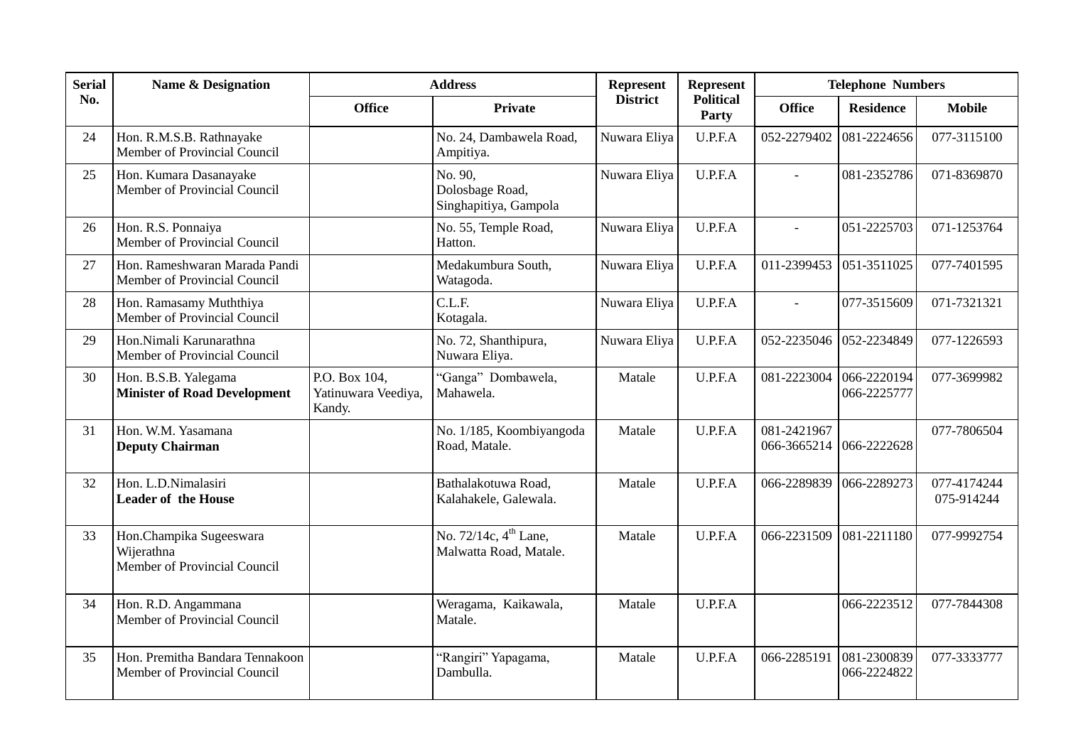| Serial No. | Name & Designation | Address | | Represent District | Represent Political Party | Telephone Numbers | | |
|---|---|---|---|---|---|---|---|---|
| | | Office | Private | | | Office | Residence | Mobile |
| 24 | Hon. R.M.S.B. Rathnayake Member of Provincial Council | | No. 24, Dambawela Road, Ampitiya. | Nuwara Eliya | U.P.F.A | 052-2279402 | 081-2224656 | 077-3115100 |
| 25 | Hon. Kumara Dasanayake Member of Provincial Council | | No. 90, Dolosbage Road, Singhapitiya, Gampola | Nuwara Eliya | U.P.F.A | - | 081-2352786 | 071-8369870 |
| 26 | Hon. R.S. Ponnaiya Member of Provincial Council | | No. 55, Temple Road, Hatton. | Nuwara Eliya | U.P.F.A | - | 051-2225703 | 071-1253764 |
| 27 | Hon. Rameshwaran Marada Pandi Member of Provincial Council | | Medakumbura South, Watagoda. | Nuwara Eliya | U.P.F.A | 011-2399453 | 051-3511025 | 077-7401595 |
| 28 | Hon. Ramasamy Muththiya Member of Provincial Council | | C.L.F. Kotagala. | Nuwara Eliya | U.P.F.A | - | 077-3515609 | 071-7321321 |
| 29 | Hon.Nimali Karunarathna Member of Provincial Council | | No. 72, Shanthipura, Nuwara Eliya. | Nuwara Eliya | U.P.F.A | 052-2235046 | 052-2234849 | 077-1226593 |
| 30 | Hon. B.S.B. Yalegama **Minister of Road Development** | P.O. Box 104, Yatinuwara Veediya, Kandy. | "Ganga" Dombawela, Mahawela. | Matale | U.P.F.A | 081-2223004 | 066-2220194 066-2225777 | 077-3699982 |
| 31 | Hon. W.M. Yasamana **Deputy Chairman** | | No. 1/185, Koombiyangoda Road, Matale. | Matale | U.P.F.A | 081-2421967 066-3665214 | 066-2222628 | 077-7806504 |
| 32 | Hon. L.D.Nimalasiri **Leader of the House** | | Bathalakotuwa Road, Kalahakele, Galewala. | Matale | U.P.F.A | 066-2289839 | 066-2289273 | 077-4174244 075-914244 |
| 33 | Hon.Champika Sugeeswara Wijerathna Member of Provincial Council | | No. 72/14c, 4th Lane, Malwatta Road, Matale. | Matale | U.P.F.A | 066-2231509 | 081-2211180 | 077-9992754 |
| 34 | Hon. R.D. Angammana Member of Provincial Council | | Weragama, Kaikawala, Matale. | Matale | U.P.F.A | | 066-2223512 | 077-7844308 |
| 35 | Hon. Premitha Bandara Tennakoon Member of Provincial Council | | "Rangiri" Yapagama, Dambulla. | Matale | U.P.F.A | 066-2285191 | 081-2300839 066-2224822 | 077-3333777 |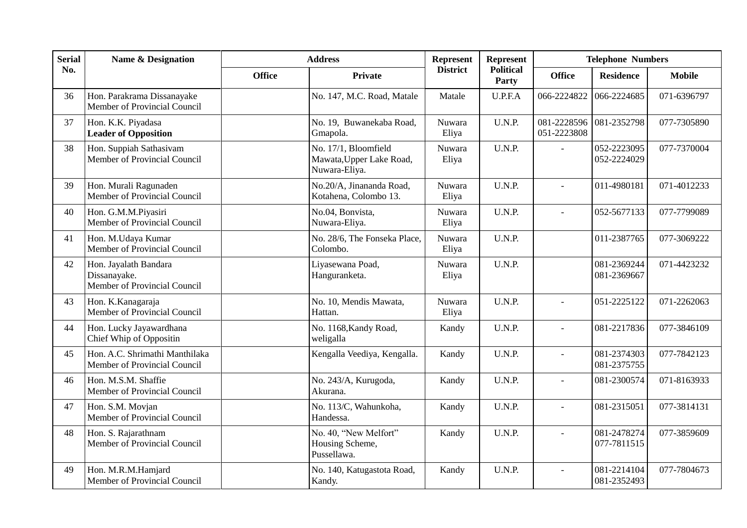| Serial No. | Name & Designation | Address | | Represent District | Represent Political Party | Telephone Numbers | | |
|---|---|---|---|---|---|---|---|---|
| | | Office | Private | | | Office | Residence | Mobile |
| 36 | Hon. Parakrama Dissanayake<br>Member of Provincial Council | | No. 147, M.C. Road, Matale | Matale | U.P.F.A | 066-2224822 | 066-2224685 | 071-6396797 |
| 37 | Hon. K.K. Piyadasa<br>**Leader of Opposition** | | No. 19, Buwanekaba Road, Gmapola. | Nuwara Eliya | U.N.P. | 081-2228596<br>051-2223808 | 081-2352798 | 077-7305890 |
| 38 | Hon. Suppiah Sathasivam<br>Member of Provincial Council | | No. 17/1, Bloomfield Mawata,Upper Lake Road, Nuwara-Eliya. | Nuwara Eliya | U.N.P. | - | 052-2223095<br>052-2224029 | 077-7370004 |
| 39 | Hon. Murali Ragunaden<br>Member of Provincial Council | | No.20/A, Jinananda Road, Kotahena, Colombo 13. | Nuwara Eliya | U.N.P. | - | 011-4980181 | 071-4012233 |
| 40 | Hon. G.M.M.Piyasiri<br>Member of Provincial Council | | No.04, Bonvista, Nuwara-Eliya. | Nuwara Eliya | U.N.P. | - | 052-5677133 | 077-7799089 |
| 41 | Hon. M.Udaya Kumar<br>Member of Provincial Council | | No. 28/6, The Fonseka Place, Colombo. | Nuwara Eliya | U.N.P. | | 011-2387765 | 077-3069222 |
| 42 | Hon. Jayalath Bandara Dissanayake.<br>Member of Provincial Council | | Liyasewana Poad, Hanguranketa. | Nuwara Eliya | U.N.P. | | 081-2369244<br>081-2369667 | 071-4423232 |
| 43 | Hon. K.Kanagaraja<br>Member of Provincial Council | | No. 10, Mendis Mawata, Hattan. | Nuwara Eliya | U.N.P. | - | 051-2225122 | 071-2262063 |
| 44 | Hon. Lucky Jayawardhana<br>Chief Whip of Oppositin | | No. 1168,Kandy Road, weligalla | Kandy | U.N.P. | - | 081-2217836 | 077-3846109 |
| 45 | Hon. A.C. Shrimathi Manthilaka<br>Member of Provincial Council | | Kengalla Veediya, Kengalla. | Kandy | U.N.P. | - | 081-2374303<br>081-2375755 | 077-7842123 |
| 46 | Hon. M.S.M. Shaffie<br>Member of Provincial Council | | No. 243/A, Kurugoda, Akurana. | Kandy | U.N.P. | - | 081-2300574 | 071-8163933 |
| 47 | Hon. S.M. Movjan<br>Member of Provincial Council | | No. 113/C, Wahunkoha, Handessa. | Kandy | U.N.P. | - | 081-2315051 | 077-3814131 |
| 48 | Hon. S. Rajarathnam<br>Member of Provincial Council | | No. 40, "New Melfort" Housing Scheme, Pussellawa. | Kandy | U.N.P. | - | 081-2478274<br>077-7811515 | 077-3859609 |
| 49 | Hon. M.R.M.Hamjard<br>Member of Provincial Council | | No. 140, Katugastota Road, Kandy. | Kandy | U.N.P. | - | 081-2214104<br>081-2352493 | 077-7804673 |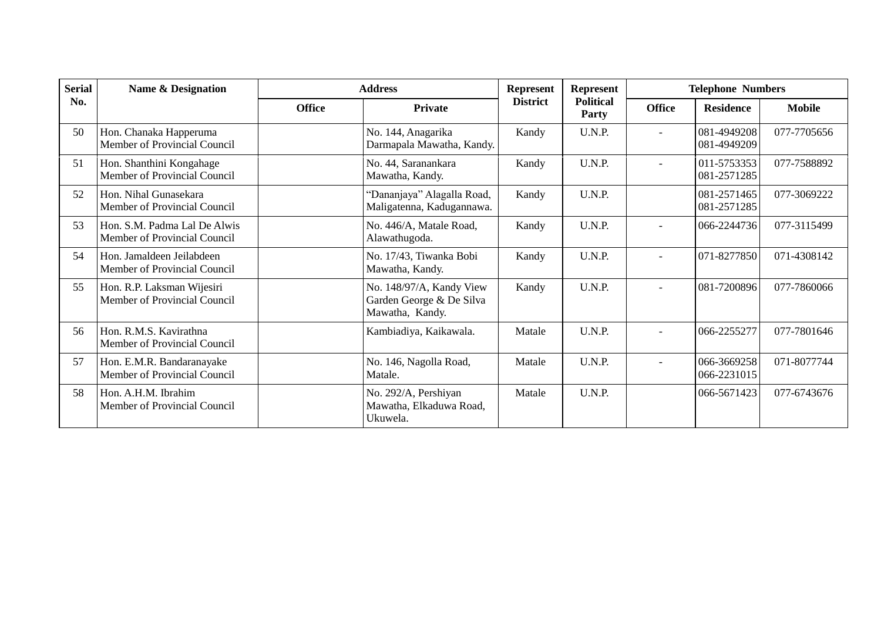| Serial No. | Name & Designation | Address | | Represent District | Represent Political Party | Telephone Numbers | | |
|---|---|---|---|---|---|---|---|---|
| | | Office | Private | | | Office | Residence | Mobile |
| 50 | Hon. Chanaka Happeruma Member of Provincial Council | | No. 144, Anagarika Darmapala Mawatha, Kandy. | Kandy | U.N.P. | - | 081-4949208 081-4949209 | 077-7705656 |
| 51 | Hon. Shanthini Kongahage Member of Provincial Council | | No. 44, Saranankara Mawatha, Kandy. | Kandy | U.N.P. | - | 011-5753353 081-2571285 | 077-7588892 |
| 52 | Hon. Nihal Gunasekara Member of Provincial Council | | "Dananjaya" Alagalla Road, Maligatenna, Kadugannawa. | Kandy | U.N.P. | | 081-2571465 081-2571285 | 077-3069222 |
| 53 | Hon. S.M. Padma Lal De Alwis Member of Provincial Council | | No. 446/A, Matale Road, Alawathugoda. | Kandy | U.N.P. | - | 066-2244736 | 077-3115499 |
| 54 | Hon. Jamaldeen Jeilabdeen Member of Provincial Council | | No. 17/43, Tiwanka Bobi Mawatha, Kandy. | Kandy | U.N.P. | - | 071-8277850 | 071-4308142 |
| 55 | Hon. R.P. Laksman Wijesiri Member of Provincial Council | | No. 148/97/A, Kandy View Garden George & De Silva Mawatha, Kandy. | Kandy | U.N.P. | - | 081-7200896 | 077-7860066 |
| 56 | Hon. R.M.S. Kavirathna Member of Provincial Council | | Kambiadiya, Kaikawala. | Matale | U.N.P. | - | 066-2255277 | 077-7801646 |
| 57 | Hon. E.M.R. Bandaranayake Member of Provincial Council | | No. 146, Nagolla Road, Matale. | Matale | U.N.P. | - | 066-3669258 066-2231015 | 071-8077744 |
| 58 | Hon. A.H.M. Ibrahim Member of Provincial Council | | No. 292/A, Pershiyan Mawatha, Elkaduwa Road, Ukuwela. | Matale | U.N.P. | | 066-5671423 | 077-6743676 |